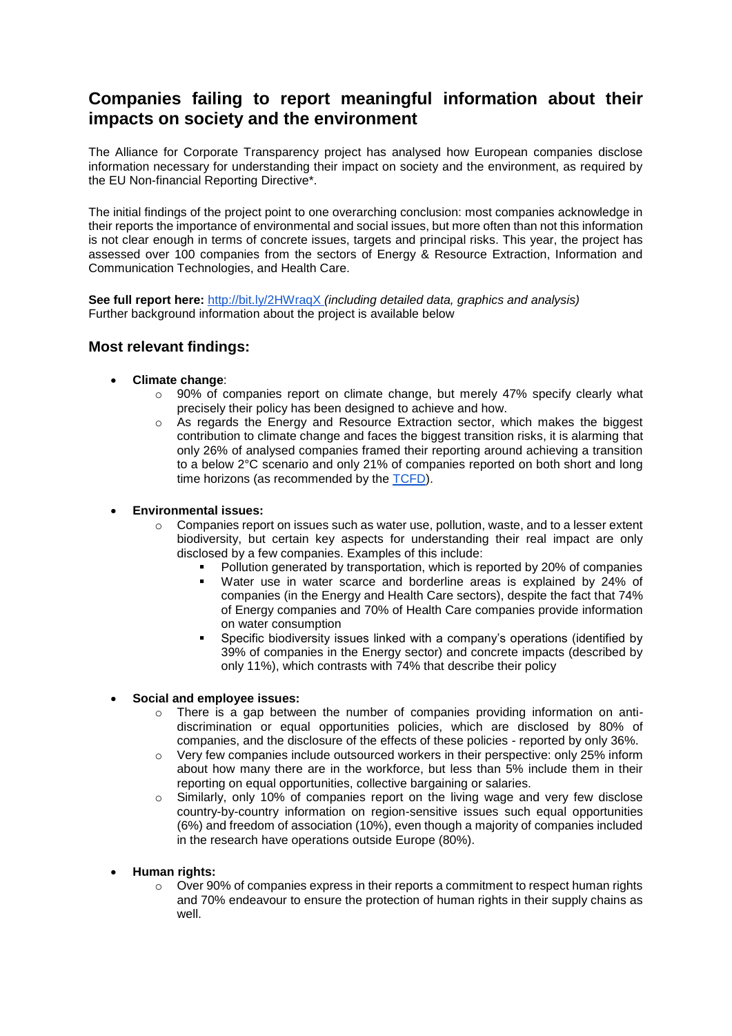## Companies failing to report meaningful information about their impacts on society and the environment

The Alliance for Corporate Transparency project has analysed how European companies disclose information necessary for understanding their impact on society and the environment, as required by the EU Non-financial Reporting Directive*.

The initial findings of the project point to one overarching conclusion: most companies acknowledge in their reports the importance of environmental and social issues, but more often than not this information is not clear enough in terms of concrete issues, targets and principal risks. This year, the project has assessed over 100 companies from the sectors of Energy & Resource Extraction, Information and Communication Technologies, and Health Care.

**See full report here:** [http://bit.ly/2HWraqX](http://bit.ly/2HWraqX) *(including detailed data, graphics and analysis)*
Further background information about the project is available below

### Most relevant findings:

- **Climate change**:
  - 90% of companies report on climate change, but merely 47% specify clearly what precisely their policy has been designed to achieve and how.
  - As regards the Energy and Resource Extraction sector, which makes the biggest contribution to climate change and faces the biggest transition risks, it is alarming that only 26% of analysed companies framed their reporting around achieving a transition to a below 2°C scenario and only 21% of companies reported on both short and long time horizons (as recommended by the [TCFD](#)).

- **Environmental issues:**
  - Companies report on issues such as water use, pollution, waste, and to a lesser extent biodiversity, but certain key aspects for understanding their real impact are only disclosed by a few companies. Examples of this include:
    - Pollution generated by transportation, which is reported by 20% of companies
    - Water use in water scarce and borderline areas is explained by 24% of companies (in the Energy and Health Care sectors), despite the fact that 74% of Energy companies and 70% of Health Care companies provide information on water consumption
    - Specific biodiversity issues linked with a company's operations (identified by 39% of companies in the Energy sector) and concrete impacts (described by only 11%), which contrasts with 74% that describe their policy

- **Social and employee issues:**
  - There is a gap between the number of companies providing information on anti-discrimination or equal opportunities policies, which are disclosed by 80% of companies, and the disclosure of the effects of these policies - reported by only 36%.
  - Very few companies include outsourced workers in their perspective: only 25% inform about how many there are in the workforce, but less than 5% include them in their reporting on equal opportunities, collective bargaining or salaries.
  - Similarly, only 10% of companies report on the living wage and very few disclose country-by-country information on region-sensitive issues such equal opportunities (6%) and freedom of association (10%), even though a majority of companies included in the research have operations outside Europe (80%).

- **Human rights:**
  - Over 90% of companies express in their reports a commitment to respect human rights and 70% endeavour to ensure the protection of human rights in their supply chains as well.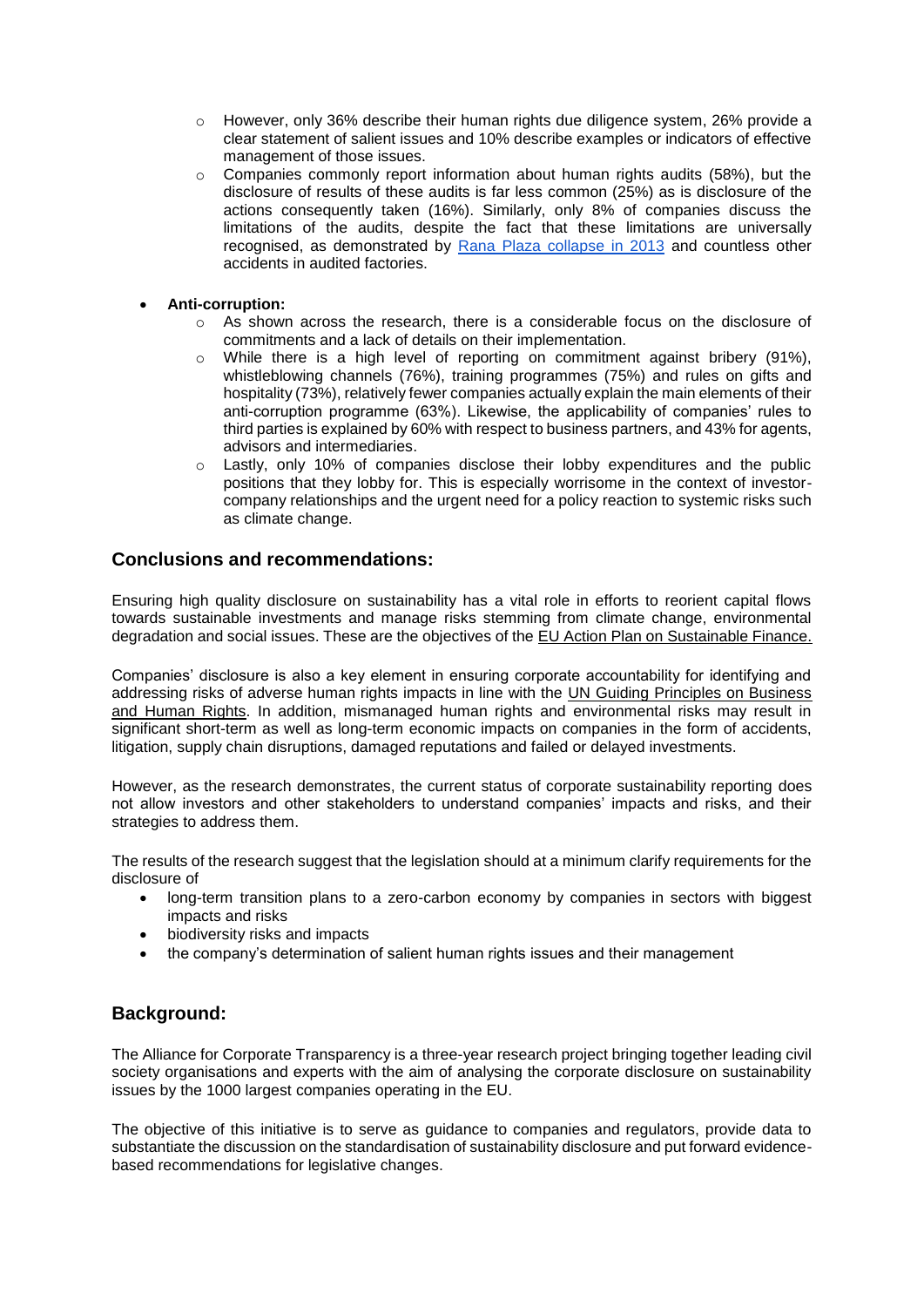- However, only 36% describe their human rights due diligence system, 26% provide a clear statement of salient issues and 10% describe examples or indicators of effective management of those issues.
    - Companies commonly report information about human rights audits (58%), but the disclosure of results of these audits is far less common (25%) as is disclosure of the actions consequently taken (16%). Similarly, only 8% of companies discuss the limitations of the audits, despite the fact that these limitations are universally recognised, as demonstrated by Rana Plaza collapse in 2013 and countless other accidents in audited factories.

- **Anti-corruption:**
    - As shown across the research, there is a considerable focus on the disclosure of commitments and a lack of details on their implementation.
    - While there is a high level of reporting on commitment against bribery (91%), whistleblowing channels (76%), training programmes (75%) and rules on gifts and hospitality (73%), relatively fewer companies actually explain the main elements of their anti-corruption programme (63%). Likewise, the applicability of companies' rules to third parties is explained by 60% with respect to business partners, and 43% for agents, advisors and intermediaries.
    - Lastly, only 10% of companies disclose their lobby expenditures and the public positions that they lobby for. This is especially worrisome in the context of investor-company relationships and the urgent need for a policy reaction to systemic risks such as climate change.

## Conclusions and recommendations:

Ensuring high quality disclosure on sustainability has a vital role in efforts to reorient capital flows towards sustainable investments and manage risks stemming from climate change, environmental degradation and social issues. These are the objectives of the EU Action Plan on Sustainable Finance.

Companies' disclosure is also a key element in ensuring corporate accountability for identifying and addressing risks of adverse human rights impacts in line with the UN Guiding Principles on Business and Human Rights. In addition, mismanaged human rights and environmental risks may result in significant short-term as well as long-term economic impacts on companies in the form of accidents, litigation, supply chain disruptions, damaged reputations and failed or delayed investments.

However, as the research demonstrates, the current status of corporate sustainability reporting does not allow investors and other stakeholders to understand companies' impacts and risks, and their strategies to address them.

The results of the research suggest that the legislation should at a minimum clarify requirements for the disclosure of

- long-term transition plans to a zero-carbon economy by companies in sectors with biggest impacts and risks
- biodiversity risks and impacts
- the company's determination of salient human rights issues and their management

## Background:

The Alliance for Corporate Transparency is a three-year research project bringing together leading civil society organisations and experts with the aim of analysing the corporate disclosure on sustainability issues by the 1000 largest companies operating in the EU.

The objective of this initiative is to serve as guidance to companies and regulators, provide data to substantiate the discussion on the standardisation of sustainability disclosure and put forward evidence-based recommendations for legislative changes.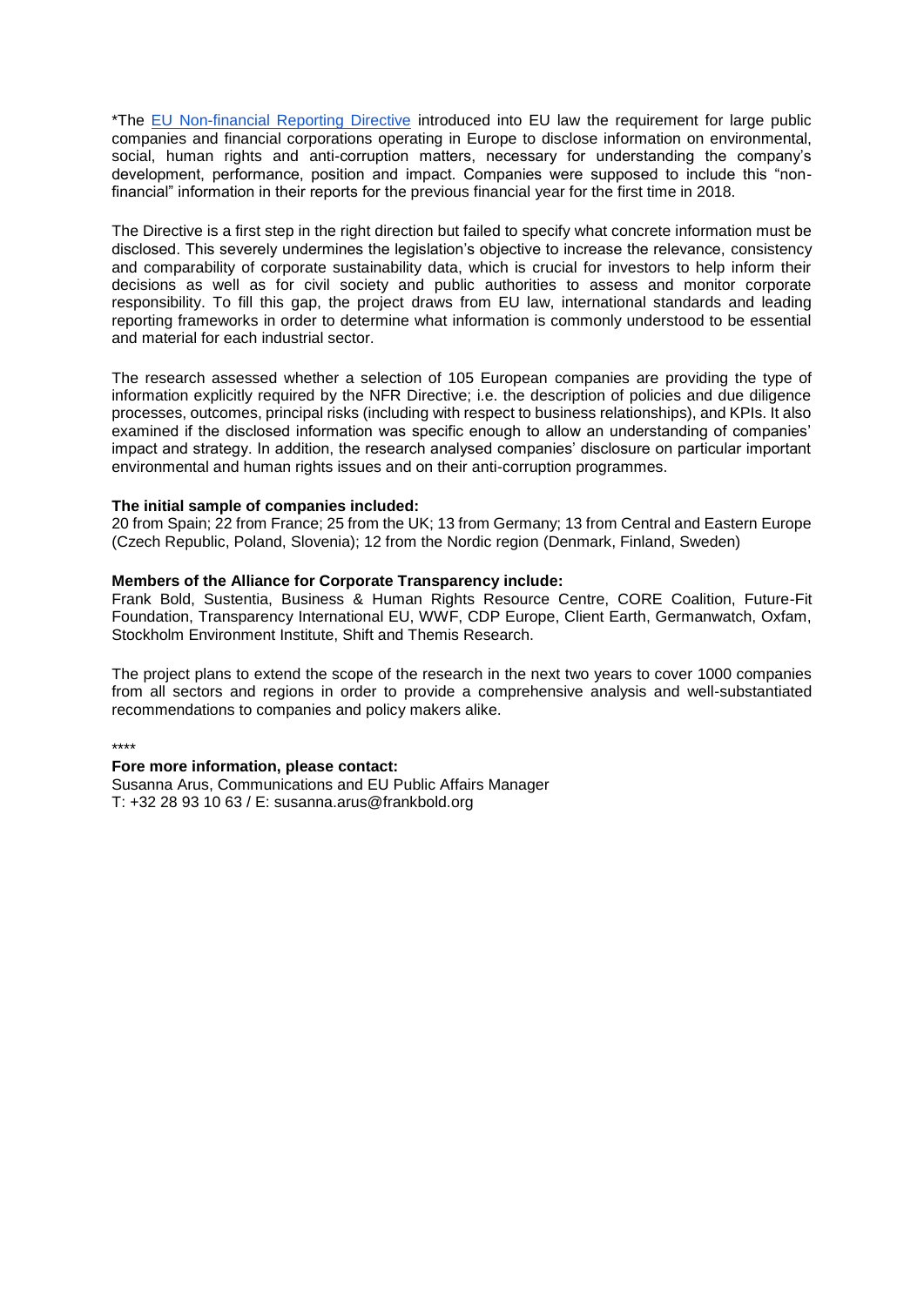*The EU Non-financial Reporting Directive introduced into EU law the requirement for large public companies and financial corporations operating in Europe to disclose information on environmental, social, human rights and anti-corruption matters, necessary for understanding the company's development, performance, position and impact. Companies were supposed to include this "non-financial" information in their reports for the previous financial year for the first time in 2018.

The Directive is a first step in the right direction but failed to specify what concrete information must be disclosed. This severely undermines the legislation's objective to increase the relevance, consistency and comparability of corporate sustainability data, which is crucial for investors to help inform their decisions as well as for civil society and public authorities to assess and monitor corporate responsibility. To fill this gap, the project draws from EU law, international standards and leading reporting frameworks in order to determine what information is commonly understood to be essential and material for each industrial sector.

The research assessed whether a selection of 105 European companies are providing the type of information explicitly required by the NFR Directive; i.e. the description of policies and due diligence processes, outcomes, principal risks (including with respect to business relationships), and KPIs. It also examined if the disclosed information was specific enough to allow an understanding of companies' impact and strategy. In addition, the research analysed companies' disclosure on particular important environmental and human rights issues and on their anti-corruption programmes.

**The initial sample of companies included:**
20 from Spain; 22 from France; 25 from the UK; 13 from Germany; 13 from Central and Eastern Europe (Czech Republic, Poland, Slovenia); 12 from the Nordic region (Denmark, Finland, Sweden)

**Members of the Alliance for Corporate Transparency include:**
Frank Bold, Sustentia, Business & Human Rights Resource Centre, CORE Coalition, Future-Fit Foundation, Transparency International EU, WWF, CDP Europe, Client Earth, Germanwatch, Oxfam, Stockholm Environment Institute, Shift and Themis Research.

The project plans to extend the scope of the research in the next two years to cover 1000 companies from all sectors and regions in order to provide a comprehensive analysis and well-substantiated recommendations to companies and policy makers alike.

****

**Fore more information, please contact:**
Susanna Arus, Communications and EU Public Affairs Manager
T: +32 28 93 10 63 / E: susanna.arus@frankbold.org